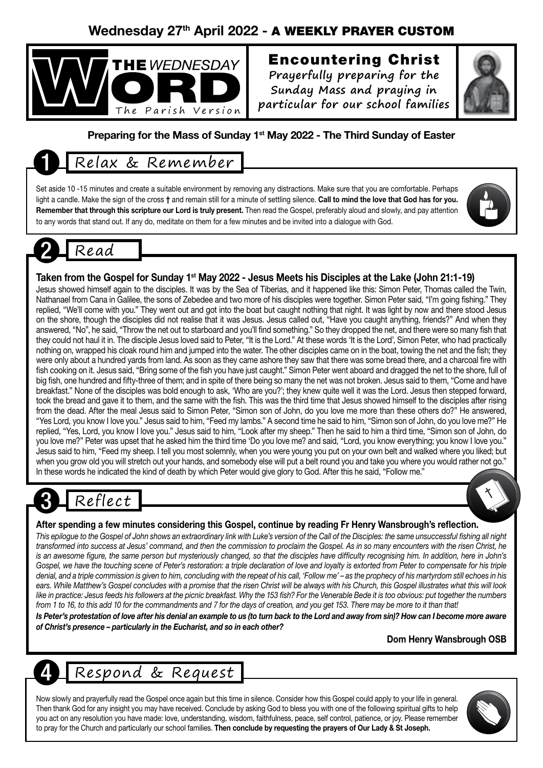# Wednesday 27th April 2022 - A WEEKLY PRAYER CUSTOM

**THE WEDNESDAY WORD**
The Parish Version

## Encountering Christ

Prayerfully preparing for the Sunday Mass and praying in particular for our school families

**Preparing for the Mass of Sunday 1st May 2022 - The Third Sunday of Easter**

## 1 Relax & Remember

Set aside 10 -15 minutes and create a suitable environment by removing any distractions. Make sure that you are comfortable. Perhaps light a candle. Make the sign of the cross † and remain still for a minute of settling silence. **Call to mind the love that God has for you. Remember that through this scripture our Lord is truly present.** Then read the Gospel, preferably aloud and slowly, and pay attention to any words that stand out. If any do, meditate on them for a few minutes and be invited into a dialogue with God.

## 2 Read

**Taken from the Gospel for Sunday 1st May 2022 - Jesus Meets his Disciples at the Lake (John 21:1-19)**

Jesus showed himself again to the disciples. It was by the Sea of Tiberias, and it happened like this: Simon Peter, Thomas called the Twin, Nathanael from Cana in Galilee, the sons of Zebedee and two more of his disciples were together. Simon Peter said, "I'm going fishing." They replied, "We'll come with you." They went out and got into the boat but caught nothing that night. It was light by now and there stood Jesus on the shore, though the disciples did not realise that it was Jesus. Jesus called out, "Have you caught anything, friends?" And when they answered, "No", he said, "Throw the net out to starboard and you'll find something." So they dropped the net, and there were so many fish that they could not haul it in. The disciple Jesus loved said to Peter, "It is the Lord." At these words 'It is the Lord', Simon Peter, who had practically nothing on, wrapped his cloak round him and jumped into the water. The other disciples came on in the boat, towing the net and the fish; they were only about a hundred yards from land. As soon as they came ashore they saw that there was some bread there, and a charcoal fire with fish cooking on it. Jesus said, "Bring some of the fish you have just caught." Simon Peter went aboard and dragged the net to the shore, full of big fish, one hundred and fifty-three of them; and in spite of there being so many the net was not broken. Jesus said to them, "Come and have breakfast." None of the disciples was bold enough to ask, 'Who are you?'; they knew quite well it was the Lord. Jesus then stepped forward, took the bread and gave it to them, and the same with the fish. This was the third time that Jesus showed himself to the disciples after rising from the dead. After the meal Jesus said to Simon Peter, "Simon son of John, do you love me more than these others do?" He answered, "Yes Lord, you know I love you." Jesus said to him, "Feed my lambs." A second time he said to him, "Simon son of John, do you love me?" He replied, "Yes, Lord, you know I love you." Jesus said to him, "Look after my sheep." Then he said to him a third time, "Simon son of John, do you love me?" Peter was upset that he asked him the third time 'Do you love me? and said, "Lord, you know everything; you know I love you." Jesus said to him, "Feed my sheep. I tell you most solemnly, when you were young you put on your own belt and walked where you liked; but when you grow old you will stretch out your hands, and somebody else will put a belt round you and take you where you would rather not go." In these words he indicated the kind of death by which Peter would give glory to God. After this he said, "Follow me."

## 3 Reflect

**After spending a few minutes considering this Gospel, continue by reading Fr Henry Wansbrough's reflection.**

*This epilogue to the Gospel of John shows an extraordinary link with Luke's version of the Call of the Disciples: the same unsuccessful fishing all night transformed into success at Jesus' command, and then the commission to proclaim the Gospel. As in so many encounters with the risen Christ, he is an awesome figure, the same person but mysteriously changed, so that the disciples have difficulty recognising him. In addition, here in John's Gospel, we have the touching scene of Peter's restoration: a triple declaration of love and loyalty is extorted from Peter to compensate for his triple denial, and a triple commission is given to him, concluding with the repeat of his call, 'Follow me' – as the prophecy of his martyrdom still echoes in his ears. While Matthew's Gospel concludes with a promise that the risen Christ will be always with his Church, this Gospel illustrates what this will look like in practice: Jesus feeds his followers at the picnic breakfast. Why the 153 fish? For the Venerable Bede it is too obvious: put together the numbers from 1 to 16, to this add 10 for the commandments and 7 for the days of creation, and you get 153. There may be more to it than that!*

***Is Peter's protestation of love after his denial an example to us (to turn back to the Lord and away from sin)? How can I become more aware of Christ's presence – particularly in the Eucharist, and so in each other?***

**Dom Henry Wansbrough OSB**

## 4 Respond & Request

Now slowly and prayerfully read the Gospel once again but this time in silence. Consider how this Gospel could apply to your life in general. Then thank God for any insight you may have received. Conclude by asking God to bless you with one of the following spiritual gifts to help you act on any resolution you have made: love, understanding, wisdom, faithfulness, peace, self control, patience, or joy. Please remember to pray for the Church and particularly our school families. **Then conclude by requesting the prayers of Our Lady & St Joseph.**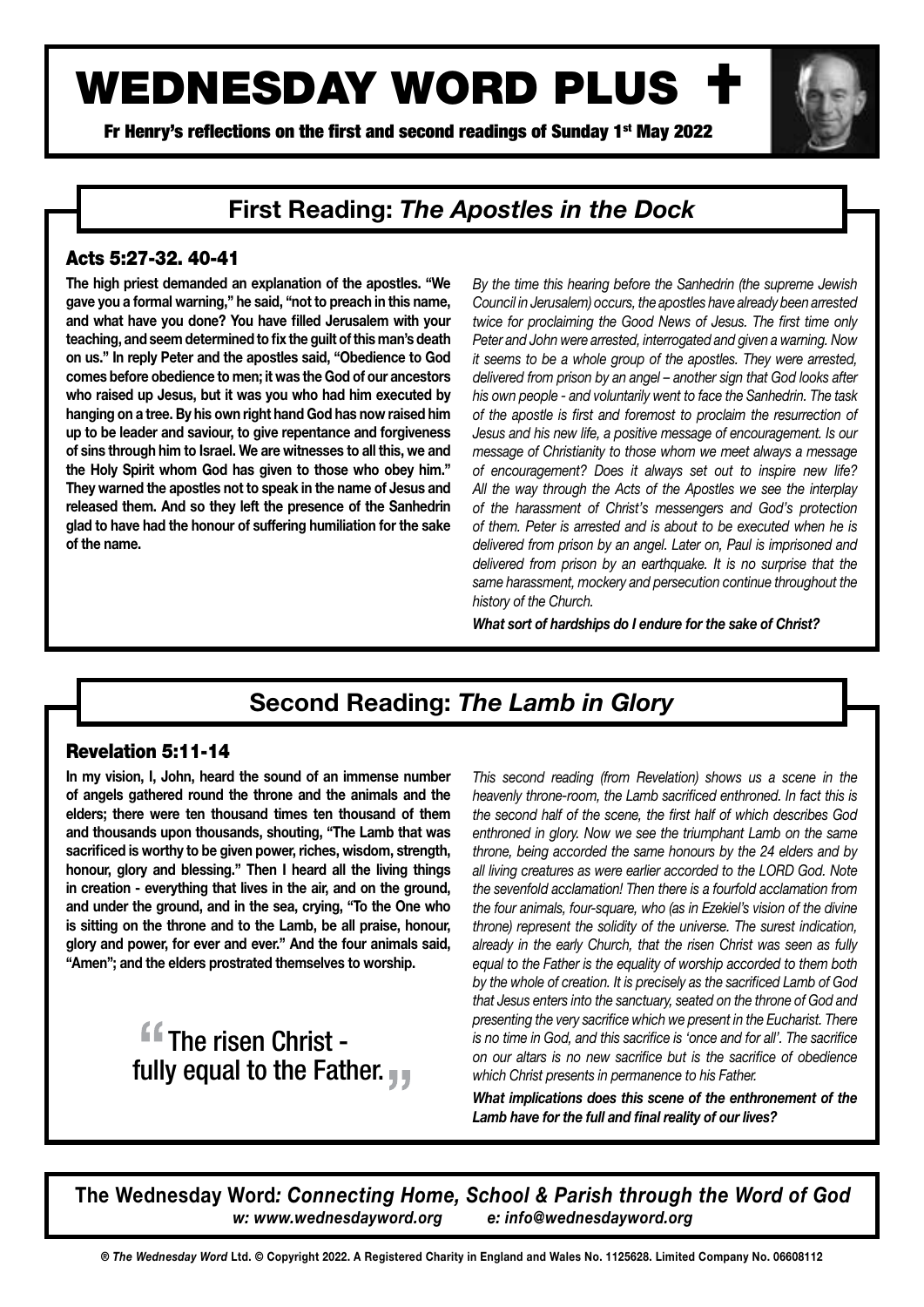# WEDNESDAY WORD PLUS ✝

**Fr Henry's reflections on the first and second readings of Sunday 1st May 2022**

## First Reading: *The Apostles in the Dock*

### Acts 5:27-32. 40-41

**The high priest demanded an explanation of the apostles. "We gave you a formal warning," he said, "not to preach in this name, and what have you done? You have filled Jerusalem with your teaching, and seem determined to fix the guilt of this man's death on us." In reply Peter and the apostles said, "Obedience to God comes before obedience to men; it was the God of our ancestors who raised up Jesus, but it was you who had him executed by hanging on a tree. By his own right hand God has now raised him up to be leader and saviour, to give repentance and forgiveness of sins through him to Israel. We are witnesses to all this, we and the Holy Spirit whom God has given to those who obey him." They warned the apostles not to speak in the name of Jesus and released them. And so they left the presence of the Sanhedrin glad to have had the honour of suffering humiliation for the sake of the name.**

*By the time this hearing before the Sanhedrin (the supreme Jewish Council in Jerusalem) occurs, the apostles have already been arrested twice for proclaiming the Good News of Jesus. The first time only Peter and John were arrested, interrogated and given a warning. Now it seems to be a whole group of the apostles. They were arrested, delivered from prison by an angel – another sign that God looks after his own people - and voluntarily went to face the Sanhedrin. The task of the apostle is first and foremost to proclaim the resurrection of Jesus and his new life, a positive message of encouragement. Is our message of Christianity to those whom we meet always a message of encouragement? Does it always set out to inspire new life? All the way through the Acts of the Apostles we see the interplay of the harassment of Christ's messengers and God's protection of them. Peter is arrested and is about to be executed when he is delivered from prison by an angel. Later on, Paul is imprisoned and delivered from prison by an earthquake. It is no surprise that the same harassment, mockery and persecution continue throughout the history of the Church.*

***What sort of hardships do I endure for the sake of Christ?***

## Second Reading: *The Lamb in Glory*

### Revelation 5:11-14

**In my vision, I, John, heard the sound of an immense number of angels gathered round the throne and the animals and the elders; there were ten thousand times ten thousand of them and thousands upon thousands, shouting, "The Lamb that was sacrificed is worthy to be given power, riches, wisdom, strength, honour, glory and blessing." Then I heard all the living things in creation - everything that lives in the air, and on the ground, and under the ground, and in the sea, crying, "To the One who is sitting on the throne and to the Lamb, be all praise, honour, glory and power, for ever and ever." And the four animals said, "Amen"; and the elders prostrated themselves to worship.**

> "The risen Christ - fully equal to the Father."

*This second reading (from Revelation) shows us a scene in the heavenly throne-room, the Lamb sacrificed enthroned. In fact this is the second half of the scene, the first half of which describes God enthroned in glory. Now we see the triumphant Lamb on the same throne, being accorded the same honours by the 24 elders and by all living creatures as were earlier accorded to the LORD God. Note the sevenfold acclamation! Then there is a fourfold acclamation from the four animals, four-square, who (as in Ezekiel's vision of the divine throne) represent the solidity of the universe. The surest indication, already in the early Church, that the risen Christ was seen as fully equal to the Father is the equality of worship accorded to them both by the whole of creation. It is precisely as the sacrificed Lamb of God that Jesus enters into the sanctuary, seated on the throne of God and presenting the very sacrifice which we present in the Eucharist. There is no time in God, and this sacrifice is 'once and for all'. The sacrifice on our altars is no new sacrifice but is the sacrifice of obedience which Christ presents in permanence to his Father.*

***What implications does this scene of the enthronement of the Lamb have for the full and final reality of our lives?***

**The Wednesday Word*: Connecting Home, School & Parish through the Word of God***
***w: www.wednesdayword.org e: info@wednesdayword.org***

**® *The Wednesday Word* Ltd. © Copyright 2022. A Registered Charity in England and Wales No. 1125628. Limited Company No. 06608112**